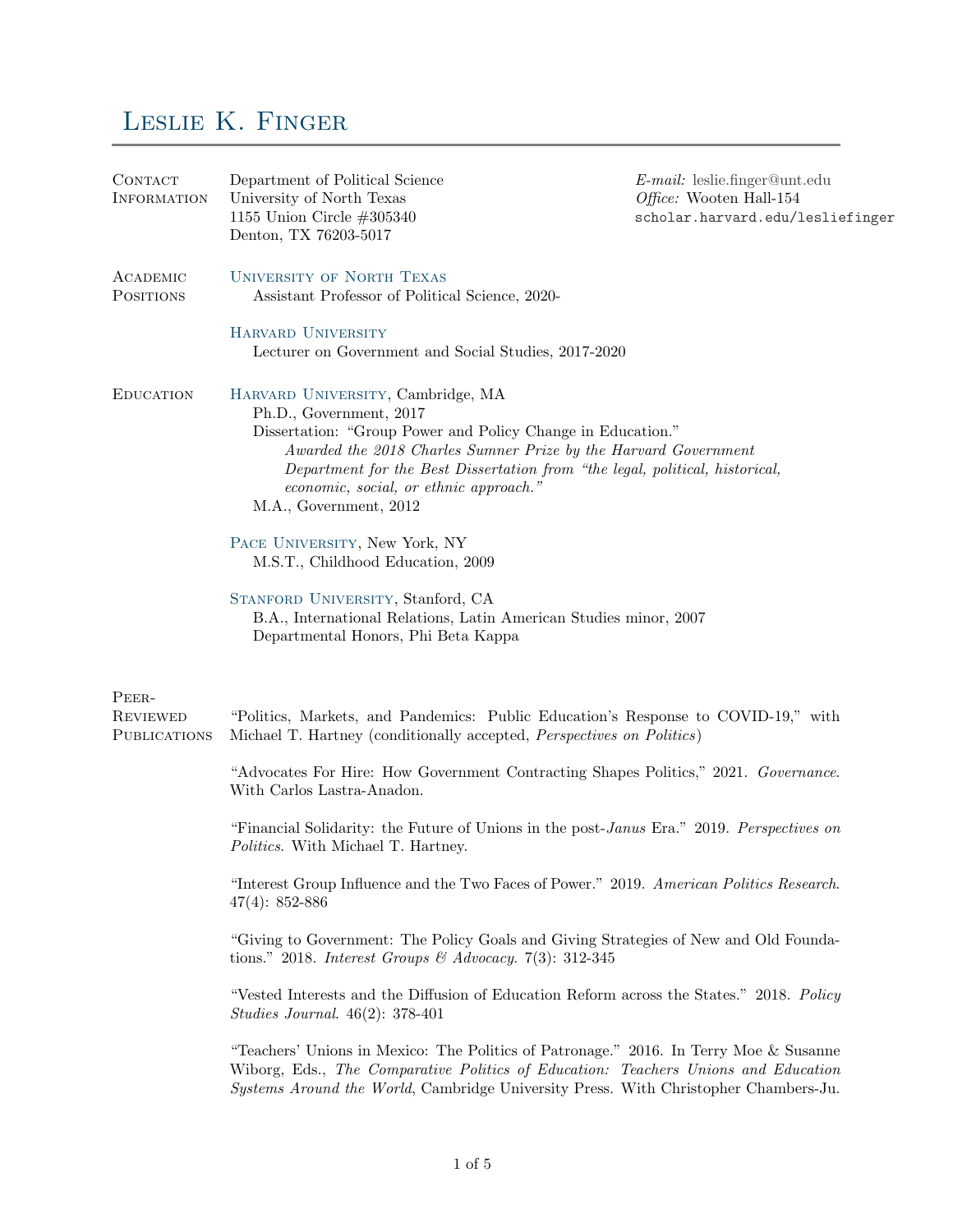# Leslie K. Finger

## Contact Information

Department of Political Science
University of North Texas
1155 Union Circle #305340
Denton, TX 76203-5017

*E-mail:* leslie.finger@unt.edu
*Office:* Wooten Hall-154
scholar.harvard.edu/lesliefinger

## Academic Positions

**University of North Texas**
Assistant Professor of Political Science, 2020-

**Harvard University**
Lecturer on Government and Social Studies, 2017-2020

## Education

**Harvard University**, Cambridge, MA
Ph.D., Government, 2017
Dissertation: "Group Power and Policy Change in Education."
*Awarded the 2018 Charles Sumner Prize by the Harvard Government Department for the Best Dissertation from "the legal, political, historical, economic, social, or ethnic approach."*
M.A., Government, 2012

**Pace University**, New York, NY
M.S.T., Childhood Education, 2009

**Stanford University**, Stanford, CA
B.A., International Relations, Latin American Studies minor, 2007
Departmental Honors, Phi Beta Kappa

## Peer-Reviewed Publications

"Politics, Markets, and Pandemics: Public Education's Response to COVID-19," with Michael T. Hartney (conditionally accepted, *Perspectives on Politics*)

"Advocates For Hire: How Government Contracting Shapes Politics," 2021. *Governance*. With Carlos Lastra-Anadon.

"Financial Solidarity: the Future of Unions in the post-*Janus* Era." 2019. *Perspectives on Politics*. With Michael T. Hartney.

"Interest Group Influence and the Two Faces of Power." 2019. *American Politics Research*. 47(4): 852-886

"Giving to Government: The Policy Goals and Giving Strategies of New and Old Foundations." 2018. *Interest Groups & Advocacy*. 7(3): 312-345

"Vested Interests and the Diffusion of Education Reform across the States." 2018. *Policy Studies Journal*. 46(2): 378-401

"Teachers' Unions in Mexico: The Politics of Patronage." 2016. In Terry Moe & Susanne Wiborg, Eds., *The Comparative Politics of Education: Teachers Unions and Education Systems Around the World*, Cambridge University Press. With Christopher Chambers-Ju.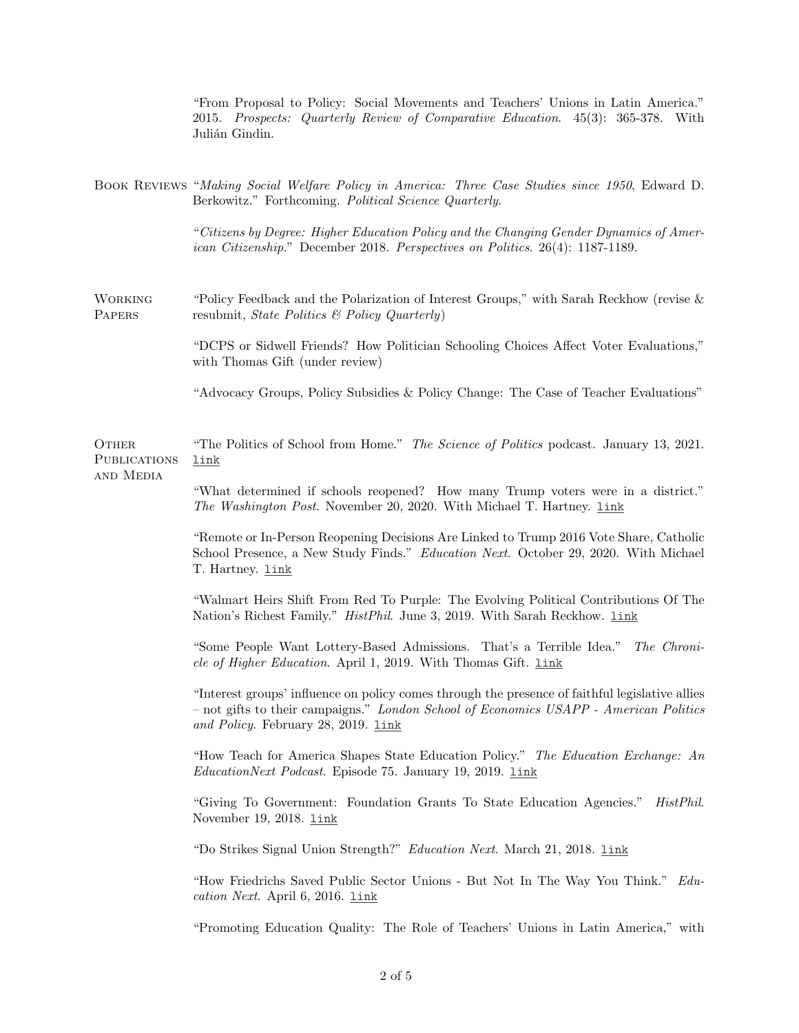"From Proposal to Policy: Social Movements and Teachers' Unions in Latin America." 2015. *Prospects: Quarterly Review of Comparative Education*. 45(3): 365-378. With Julián Gindin.

## Book Reviews

"*Making Social Welfare Policy in America: Three Case Studies since 1950*, Edward D. Berkowitz." Forthcoming. *Political Science Quarterly*.

"*Citizens by Degree: Higher Education Policy and the Changing Gender Dynamics of American Citizenship*." December 2018. *Perspectives on Politics*. 26(4): 1187-1189.

## Working Papers

"Policy Feedback and the Polarization of Interest Groups," with Sarah Reckhow (revise & resubmit, *State Politics & Policy Quarterly*)

"DCPS or Sidwell Friends? How Politician Schooling Choices Affect Voter Evaluations," with Thomas Gift (under review)

"Advocacy Groups, Policy Subsidies & Policy Change: The Case of Teacher Evaluations"

## Other Publications and Media

"The Politics of School from Home." *The Science of Politics* podcast. January 13, 2021. link

"What determined if schools reopened? How many Trump voters were in a district." *The Washington Post*. November 20, 2020. With Michael T. Hartney. link

"Remote or In-Person Reopening Decisions Are Linked to Trump 2016 Vote Share, Catholic School Presence, a New Study Finds." *Education Next*. October 29, 2020. With Michael T. Hartney. link

"Walmart Heirs Shift From Red To Purple: The Evolving Political Contributions Of The Nation's Richest Family." *HistPhil*. June 3, 2019. With Sarah Reckhow. link

"Some People Want Lottery-Based Admissions. That's a Terrible Idea." *The Chronicle of Higher Education*. April 1, 2019. With Thomas Gift. link

"Interest groups' influence on policy comes through the presence of faithful legislative allies – not gifts to their campaigns." *London School of Economics USAPP - American Politics and Policy*. February 28, 2019. link

"How Teach for America Shapes State Education Policy." *The Education Exchange: An EducationNext Podcast*. Episode 75. January 19, 2019. link

"Giving To Government: Foundation Grants To State Education Agencies." *HistPhil*. November 19, 2018. link

"Do Strikes Signal Union Strength?" *Education Next*. March 21, 2018. link

"How Friedrichs Saved Public Sector Unions - But Not In The Way You Think." *Education Next*. April 6, 2016. link

"Promoting Education Quality: The Role of Teachers' Unions in Latin America," with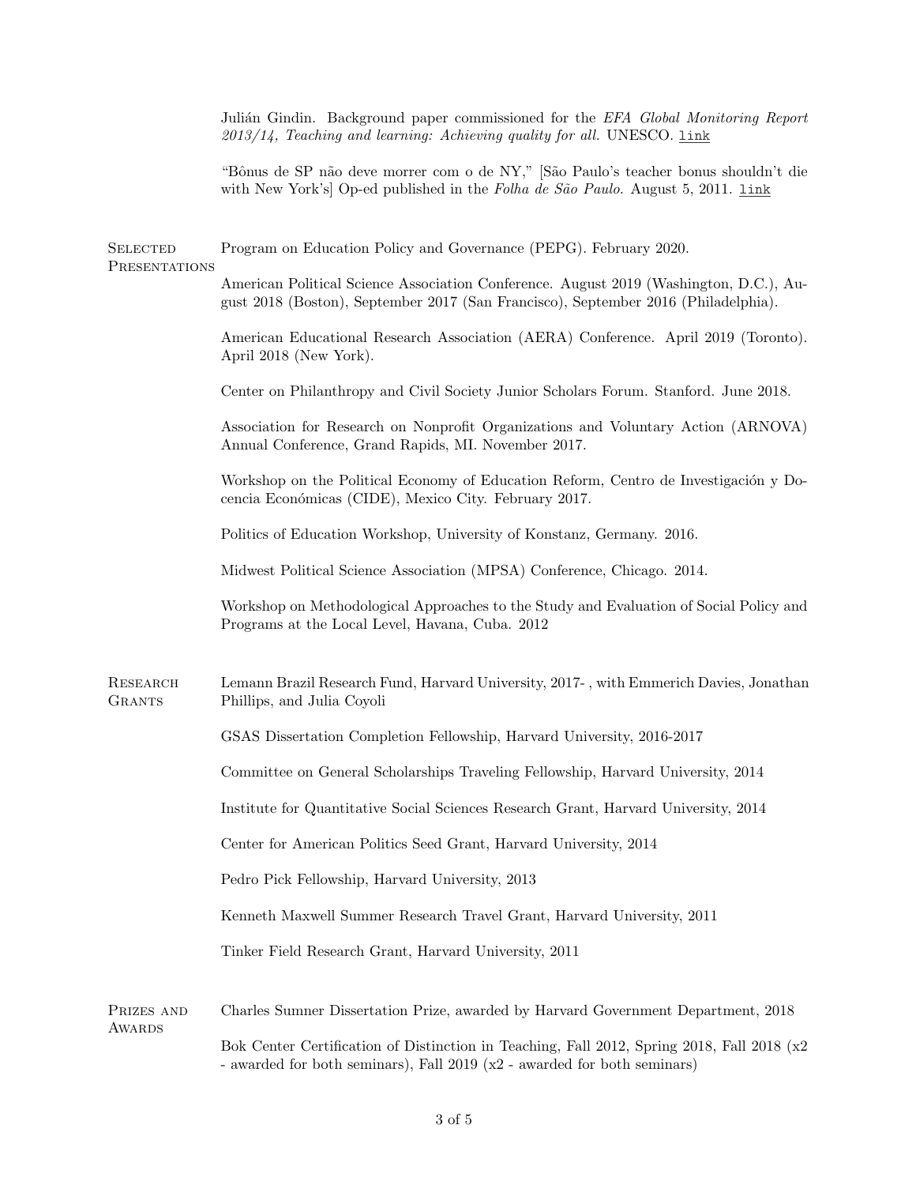Julián Gindin. Background paper commissioned for the *EFA Global Monitoring Report 2013/14, Teaching and learning: Achieving quality for all.* UNESCO. link

"Bônus de SP não deve morrer com o de NY," [São Paulo's teacher bonus shouldn't die with New York's] Op-ed published in the *Folha de São Paulo*. August 5, 2011. link

## Selected Presentations

Program on Education Policy and Governance (PEPG). February 2020.

American Political Science Association Conference. August 2019 (Washington, D.C.), August 2018 (Boston), September 2017 (San Francisco), September 2016 (Philadelphia).

American Educational Research Association (AERA) Conference. April 2019 (Toronto). April 2018 (New York).

Center on Philanthropy and Civil Society Junior Scholars Forum. Stanford. June 2018.

Association for Research on Nonprofit Organizations and Voluntary Action (ARNOVA) Annual Conference, Grand Rapids, MI. November 2017.

Workshop on the Political Economy of Education Reform, Centro de Investigación y Docencia Económicas (CIDE), Mexico City. February 2017.

Politics of Education Workshop, University of Konstanz, Germany. 2016.

Midwest Political Science Association (MPSA) Conference, Chicago. 2014.

Workshop on Methodological Approaches to the Study and Evaluation of Social Policy and Programs at the Local Level, Havana, Cuba. 2012

## Research Grants

Lemann Brazil Research Fund, Harvard University, 2017- , with Emmerich Davies, Jonathan Phillips, and Julia Coyoli

GSAS Dissertation Completion Fellowship, Harvard University, 2016-2017

Committee on General Scholarships Traveling Fellowship, Harvard University, 2014

Institute for Quantitative Social Sciences Research Grant, Harvard University, 2014

Center for American Politics Seed Grant, Harvard University, 2014

Pedro Pick Fellowship, Harvard University, 2013

Kenneth Maxwell Summer Research Travel Grant, Harvard University, 2011

Tinker Field Research Grant, Harvard University, 2011

## Prizes and Awards

Charles Sumner Dissertation Prize, awarded by Harvard Government Department, 2018

Bok Center Certification of Distinction in Teaching, Fall 2012, Spring 2018, Fall 2018 (x2 - awarded for both seminars), Fall 2019 (x2 - awarded for both seminars)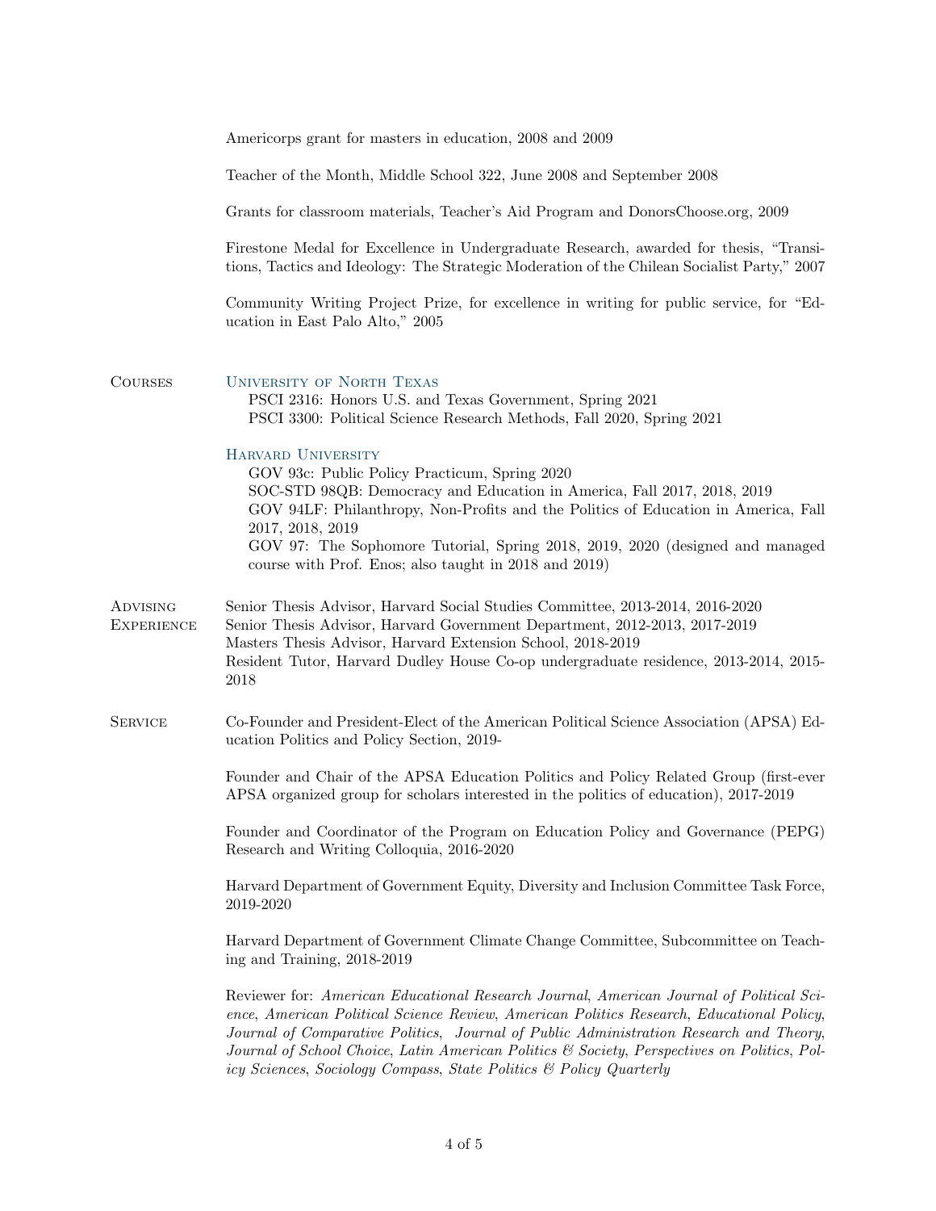Americorps grant for masters in education, 2008 and 2009

Teacher of the Month, Middle School 322, June 2008 and September 2008

Grants for classroom materials, Teacher's Aid Program and DonorsChoose.org, 2009

Firestone Medal for Excellence in Undergraduate Research, awarded for thesis, "Transitions, Tactics and Ideology: The Strategic Moderation of the Chilean Socialist Party," 2007

Community Writing Project Prize, for excellence in writing for public service, for "Education in East Palo Alto," 2005

## Courses

**University of North Texas**

- PSCI 2316: Honors U.S. and Texas Government, Spring 2021
- PSCI 3300: Political Science Research Methods, Fall 2020, Spring 2021

**Harvard University**

- GOV 93c: Public Policy Practicum, Spring 2020
- SOC-STD 98QB: Democracy and Education in America, Fall 2017, 2018, 2019
- GOV 94LF: Philanthropy, Non-Profits and the Politics of Education in America, Fall 2017, 2018, 2019
- GOV 97: The Sophomore Tutorial, Spring 2018, 2019, 2020 (designed and managed course with Prof. Enos; also taught in 2018 and 2019)

## Advising Experience

Senior Thesis Advisor, Harvard Social Studies Committee, 2013-2014, 2016-2020
Senior Thesis Advisor, Harvard Government Department, 2012-2013, 2017-2019
Masters Thesis Advisor, Harvard Extension School, 2018-2019
Resident Tutor, Harvard Dudley House Co-op undergraduate residence, 2013-2014, 2015-2018

## Service

Co-Founder and President-Elect of the American Political Science Association (APSA) Education Politics and Policy Section, 2019-

Founder and Chair of the APSA Education Politics and Policy Related Group (first-ever APSA organized group for scholars interested in the politics of education), 2017-2019

Founder and Coordinator of the Program on Education Policy and Governance (PEPG) Research and Writing Colloquia, 2016-2020

Harvard Department of Government Equity, Diversity and Inclusion Committee Task Force, 2019-2020

Harvard Department of Government Climate Change Committee, Subcommittee on Teaching and Training, 2018-2019

Reviewer for: *American Educational Research Journal*, *American Journal of Political Science*, *American Political Science Review*, *American Politics Research*, *Educational Policy*, *Journal of Comparative Politics*, *Journal of Public Administration Research and Theory*, *Journal of School Choice*, *Latin American Politics & Society*, *Perspectives on Politics*, *Policy Sciences*, *Sociology Compass*, *State Politics & Policy Quarterly*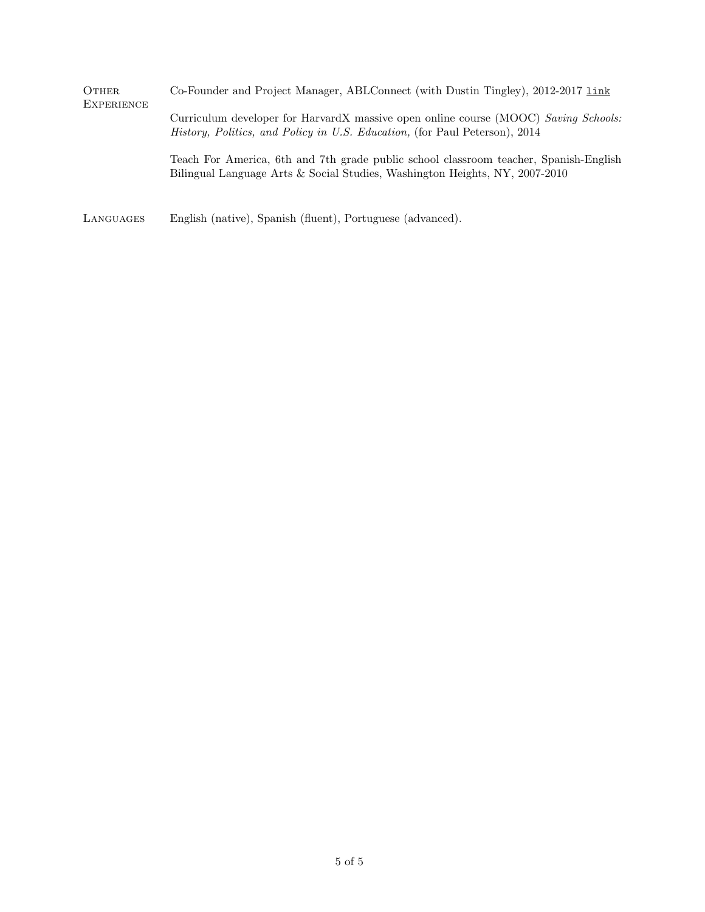## Other Experience

Co-Founder and Project Manager, ABLConnect (with Dustin Tingley), 2012-2017 link

Curriculum developer for HarvardX massive open online course (MOOC) *Saving Schools: History, Politics, and Policy in U.S. Education,* (for Paul Peterson), 2014

Teach For America, 6th and 7th grade public school classroom teacher, Spanish-English Bilingual Language Arts & Social Studies, Washington Heights, NY, 2007-2010

## Languages

English (native), Spanish (fluent), Portuguese (advanced).